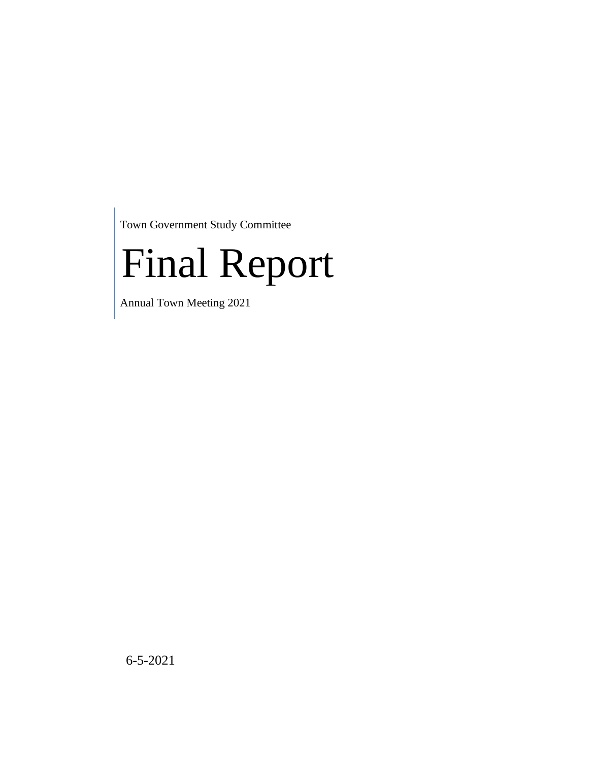Town Government Study Committee

# Final Report

Annual Town Meeting 2021

6-5-2021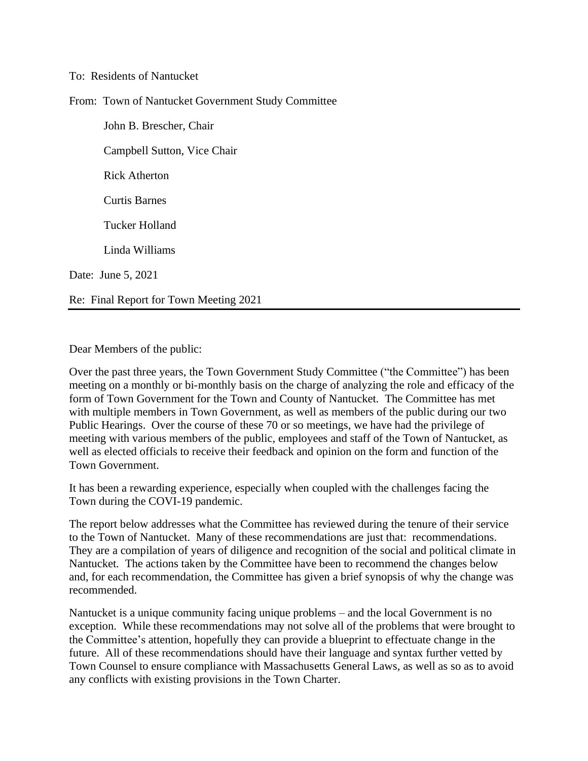To: Residents of Nantucket

From: Town of Nantucket Government Study Committee

John B. Brescher, Chair

Campbell Sutton, Vice Chair

Rick Atherton

Curtis Barnes

Tucker Holland

Linda Williams

Date: June 5, 2021

Re: Final Report for Town Meeting 2021

---

Dear Members of the public:

Over the past three years, the Town Government Study Committee ("the Committee") has been meeting on a monthly or bi-monthly basis on the charge of analyzing the role and efficacy of the form of Town Government for the Town and County of Nantucket. The Committee has met with multiple members in Town Government, as well as members of the public during our two Public Hearings. Over the course of these 70 or so meetings, we have had the privilege of meeting with various members of the public, employees and staff of the Town of Nantucket, as well as elected officials to receive their feedback and opinion on the form and function of the Town Government.

It has been a rewarding experience, especially when coupled with the challenges facing the Town during the COVI-19 pandemic.

The report below addresses what the Committee has reviewed during the tenure of their service to the Town of Nantucket. Many of these recommendations are just that: recommendations. They are a compilation of years of diligence and recognition of the social and political climate in Nantucket. The actions taken by the Committee have been to recommend the changes below and, for each recommendation, the Committee has given a brief synopsis of why the change was recommended.

Nantucket is a unique community facing unique problems – and the local Government is no exception. While these recommendations may not solve all of the problems that were brought to the Committee's attention, hopefully they can provide a blueprint to effectuate change in the future. All of these recommendations should have their language and syntax further vetted by Town Counsel to ensure compliance with Massachusetts General Laws, as well as so as to avoid any conflicts with existing provisions in the Town Charter.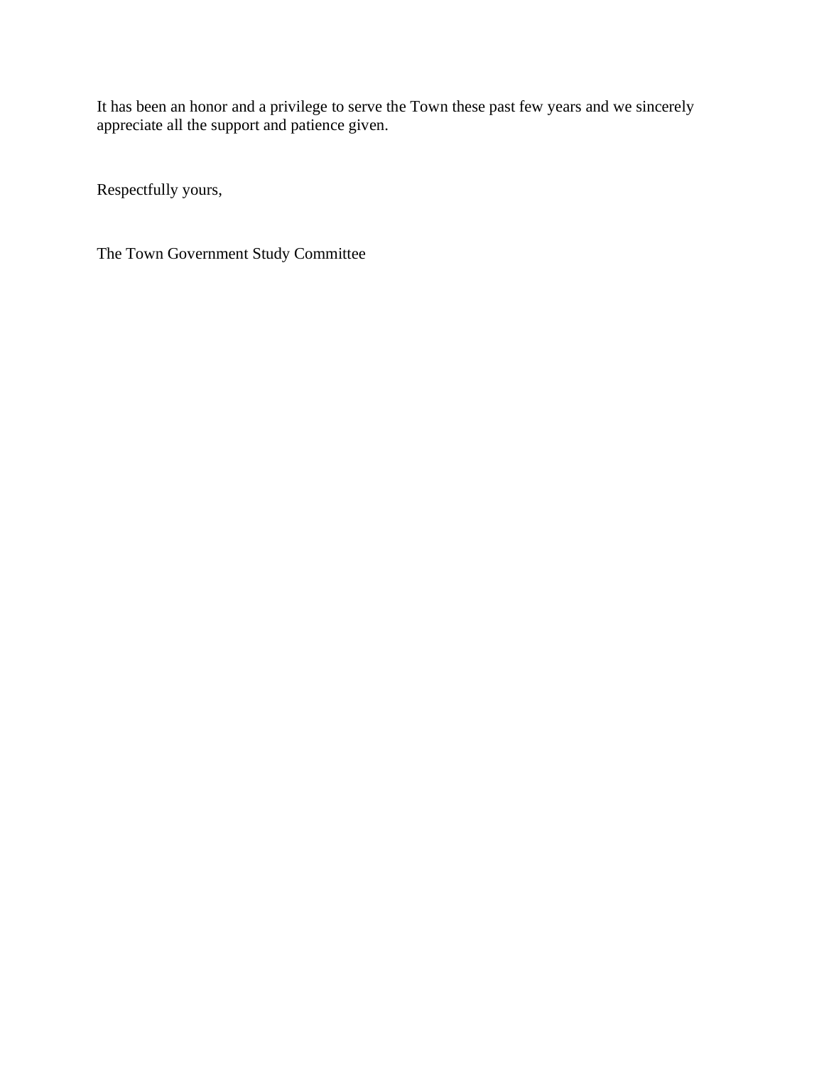It has been an honor and a privilege to serve the Town these past few years and we sincerely appreciate all the support and patience given.

Respectfully yours,

The Town Government Study Committee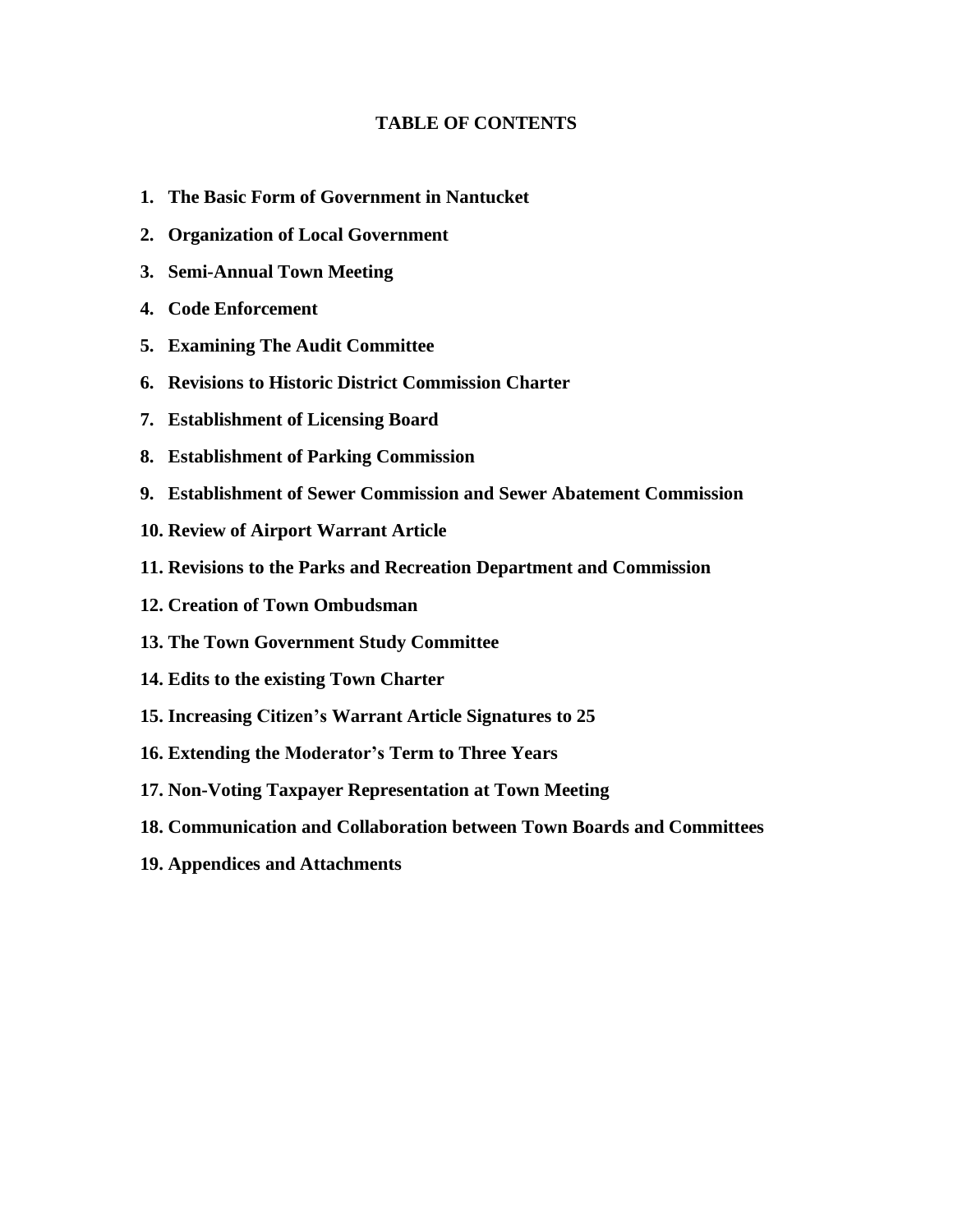# TABLE OF CONTENTS

1. **The Basic Form of Government in Nantucket**
2. **Organization of Local Government**
3. **Semi-Annual Town Meeting**
4. **Code Enforcement**
5. **Examining The Audit Committee**
6. **Revisions to Historic District Commission Charter**
7. **Establishment of Licensing Board**
8. **Establishment of Parking Commission**
9. **Establishment of Sewer Commission and Sewer Abatement Commission**
10. **Review of Airport Warrant Article**
11. **Revisions to the Parks and Recreation Department and Commission**
12. **Creation of Town Ombudsman**
13. **The Town Government Study Committee**
14. **Edits to the existing Town Charter**
15. **Increasing Citizen's Warrant Article Signatures to 25**
16. **Extending the Moderator's Term to Three Years**
17. **Non-Voting Taxpayer Representation at Town Meeting**
18. **Communication and Collaboration between Town Boards and Committees**
19. **Appendices and Attachments**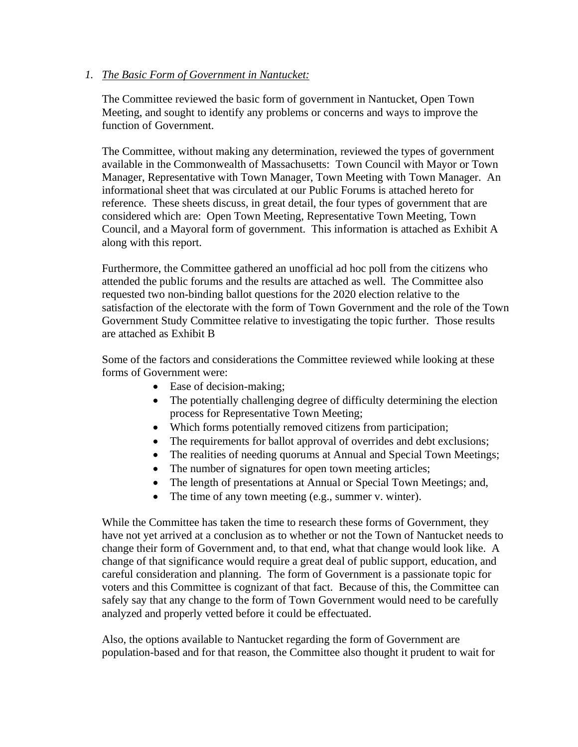1. *The Basic Form of Government in Nantucket:*

   The Committee reviewed the basic form of government in Nantucket, Open Town Meeting, and sought to identify any problems or concerns and ways to improve the function of Government.

   The Committee, without making any determination, reviewed the types of government available in the Commonwealth of Massachusetts: Town Council with Mayor or Town Manager, Representative with Town Manager, Town Meeting with Town Manager. An informational sheet that was circulated at our Public Forums is attached hereto for reference. These sheets discuss, in great detail, the four types of government that are considered which are: Open Town Meeting, Representative Town Meeting, Town Council, and a Mayoral form of government. This information is attached as Exhibit A along with this report.

   Furthermore, the Committee gathered an unofficial ad hoc poll from the citizens who attended the public forums and the results are attached as well. The Committee also requested two non-binding ballot questions for the 2020 election relative to the satisfaction of the electorate with the form of Town Government and the role of the Town Government Study Committee relative to investigating the topic further. Those results are attached as Exhibit B

   Some of the factors and considerations the Committee reviewed while looking at these forms of Government were:

   - Ease of decision-making;
   - The potentially challenging degree of difficulty determining the election process for Representative Town Meeting;
   - Which forms potentially removed citizens from participation;
   - The requirements for ballot approval of overrides and debt exclusions;
   - The realities of needing quorums at Annual and Special Town Meetings;
   - The number of signatures for open town meeting articles;
   - The length of presentations at Annual or Special Town Meetings; and,
   - The time of any town meeting (e.g., summer v. winter).

   While the Committee has taken the time to research these forms of Government, they have not yet arrived at a conclusion as to whether or not the Town of Nantucket needs to change their form of Government and, to that end, what that change would look like. A change of that significance would require a great deal of public support, education, and careful consideration and planning. The form of Government is a passionate topic for voters and this Committee is cognizant of that fact. Because of this, the Committee can safely say that any change to the form of Town Government would need to be carefully analyzed and properly vetted before it could be effectuated.

   Also, the options available to Nantucket regarding the form of Government are population-based and for that reason, the Committee also thought it prudent to wait for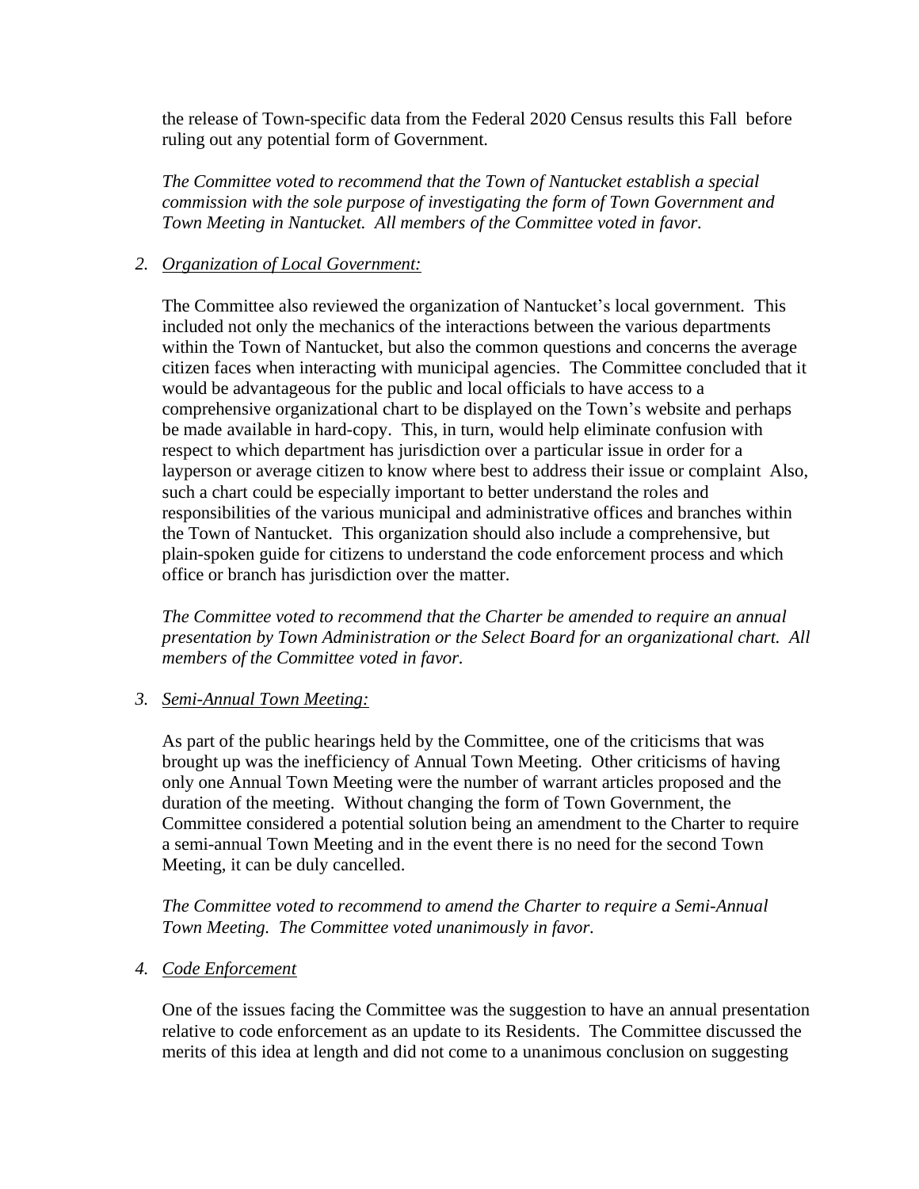the release of Town-specific data from the Federal 2020 Census results this Fall before ruling out any potential form of Government.

*The Committee voted to recommend that the Town of Nantucket establish a special commission with the sole purpose of investigating the form of Town Government and Town Meeting in Nantucket. All members of the Committee voted in favor.*

2. *Organization of Local Government:*

   The Committee also reviewed the organization of Nantucket's local government. This included not only the mechanics of the interactions between the various departments within the Town of Nantucket, but also the common questions and concerns the average citizen faces when interacting with municipal agencies. The Committee concluded that it would be advantageous for the public and local officials to have access to a comprehensive organizational chart to be displayed on the Town's website and perhaps be made available in hard-copy. This, in turn, would help eliminate confusion with respect to which department has jurisdiction over a particular issue in order for a layperson or average citizen to know where best to address their issue or complaint Also, such a chart could be especially important to better understand the roles and responsibilities of the various municipal and administrative offices and branches within the Town of Nantucket. This organization should also include a comprehensive, but plain-spoken guide for citizens to understand the code enforcement process and which office or branch has jurisdiction over the matter.

   *The Committee voted to recommend that the Charter be amended to require an annual presentation by Town Administration or the Select Board for an organizational chart. All members of the Committee voted in favor.*

3. *Semi-Annual Town Meeting:*

   As part of the public hearings held by the Committee, one of the criticisms that was brought up was the inefficiency of Annual Town Meeting. Other criticisms of having only one Annual Town Meeting were the number of warrant articles proposed and the duration of the meeting. Without changing the form of Town Government, the Committee considered a potential solution being an amendment to the Charter to require a semi-annual Town Meeting and in the event there is no need for the second Town Meeting, it can be duly cancelled.

   *The Committee voted to recommend to amend the Charter to require a Semi-Annual Town Meeting. The Committee voted unanimously in favor.*

4. *Code Enforcement*

   One of the issues facing the Committee was the suggestion to have an annual presentation relative to code enforcement as an update to its Residents. The Committee discussed the merits of this idea at length and did not come to a unanimous conclusion on suggesting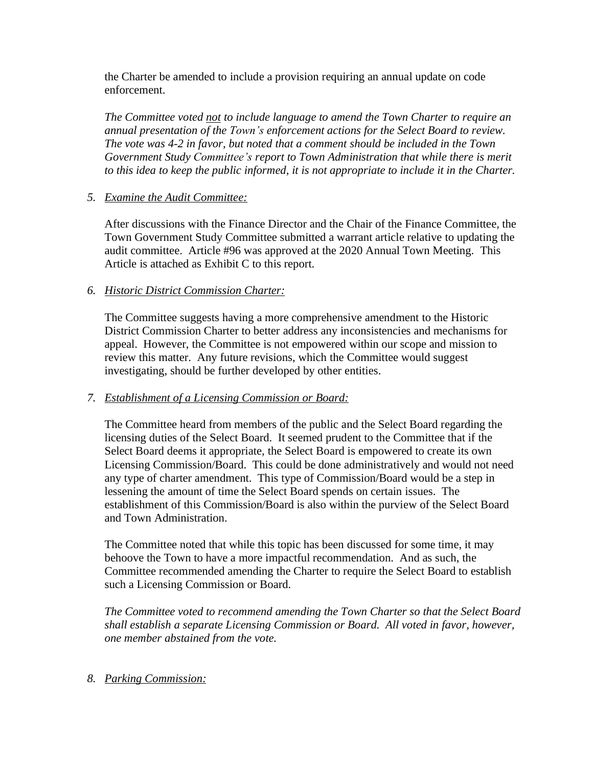the Charter be amended to include a provision requiring an annual update on code enforcement.

*The Committee voted* *<u>not</u>* *to include language to amend the Town Charter to require an annual presentation of the Town's enforcement actions for the Select Board to review. The vote was 4-2 in favor, but noted that a comment should be included in the Town Government Study Committee's report to Town Administration that while there is merit to this idea to keep the public informed, it is not appropriate to include it in the Charter.*

5. *<u>Examine the Audit Committee:</u>*

After discussions with the Finance Director and the Chair of the Finance Committee, the Town Government Study Committee submitted a warrant article relative to updating the audit committee. Article #96 was approved at the 2020 Annual Town Meeting. This Article is attached as Exhibit C to this report.

6. *<u>Historic District Commission Charter:</u>*

The Committee suggests having a more comprehensive amendment to the Historic District Commission Charter to better address any inconsistencies and mechanisms for appeal. However, the Committee is not empowered within our scope and mission to review this matter. Any future revisions, which the Committee would suggest investigating, should be further developed by other entities.

7. *<u>Establishment of a Licensing Commission or Board:</u>*

The Committee heard from members of the public and the Select Board regarding the licensing duties of the Select Board. It seemed prudent to the Committee that if the Select Board deems it appropriate, the Select Board is empowered to create its own Licensing Commission/Board. This could be done administratively and would not need any type of charter amendment. This type of Commission/Board would be a step in lessening the amount of time the Select Board spends on certain issues. The establishment of this Commission/Board is also within the purview of the Select Board and Town Administration.

The Committee noted that while this topic has been discussed for some time, it may behoove the Town to have a more impactful recommendation. And as such, the Committee recommended amending the Charter to require the Select Board to establish such a Licensing Commission or Board.

*The Committee voted to recommend amending the Town Charter so that the Select Board shall establish a separate Licensing Commission or Board. All voted in favor, however, one member abstained from the vote.*

8. *<u>Parking Commission:</u>*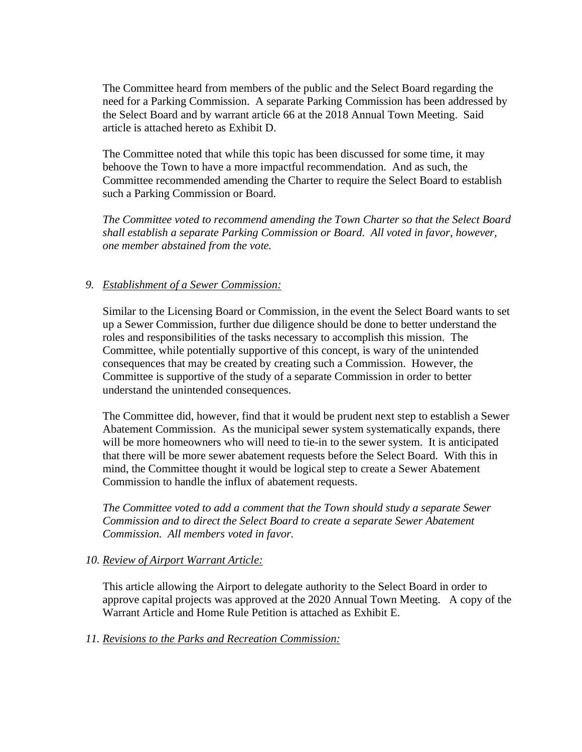The Committee heard from members of the public and the Select Board regarding the need for a Parking Commission. A separate Parking Commission has been addressed by the Select Board and by warrant article 66 at the 2018 Annual Town Meeting. Said article is attached hereto as Exhibit D.

The Committee noted that while this topic has been discussed for some time, it may behoove the Town to have a more impactful recommendation. And as such, the Committee recommended amending the Charter to require the Select Board to establish such a Parking Commission or Board.

*The Committee voted to recommend amending the Town Charter so that the Select Board shall establish a separate Parking Commission or Board. All voted in favor, however, one member abstained from the vote.*

*9. Establishment of a Sewer Commission:*

Similar to the Licensing Board or Commission, in the event the Select Board wants to set up a Sewer Commission, further due diligence should be done to better understand the roles and responsibilities of the tasks necessary to accomplish this mission. The Committee, while potentially supportive of this concept, is wary of the unintended consequences that may be created by creating such a Commission. However, the Committee is supportive of the study of a separate Commission in order to better understand the unintended consequences.

The Committee did, however, find that it would be prudent next step to establish a Sewer Abatement Commission. As the municipal sewer system systematically expands, there will be more homeowners who will need to tie-in to the sewer system. It is anticipated that there will be more sewer abatement requests before the Select Board. With this in mind, the Committee thought it would be logical step to create a Sewer Abatement Commission to handle the influx of abatement requests.

*The Committee voted to add a comment that the Town should study a separate Sewer Commission and to direct the Select Board to create a separate Sewer Abatement Commission. All members voted in favor.*

*10. Review of Airport Warrant Article:*

This article allowing the Airport to delegate authority to the Select Board in order to approve capital projects was approved at the 2020 Annual Town Meeting. A copy of the Warrant Article and Home Rule Petition is attached as Exhibit E.

*11. Revisions to the Parks and Recreation Commission:*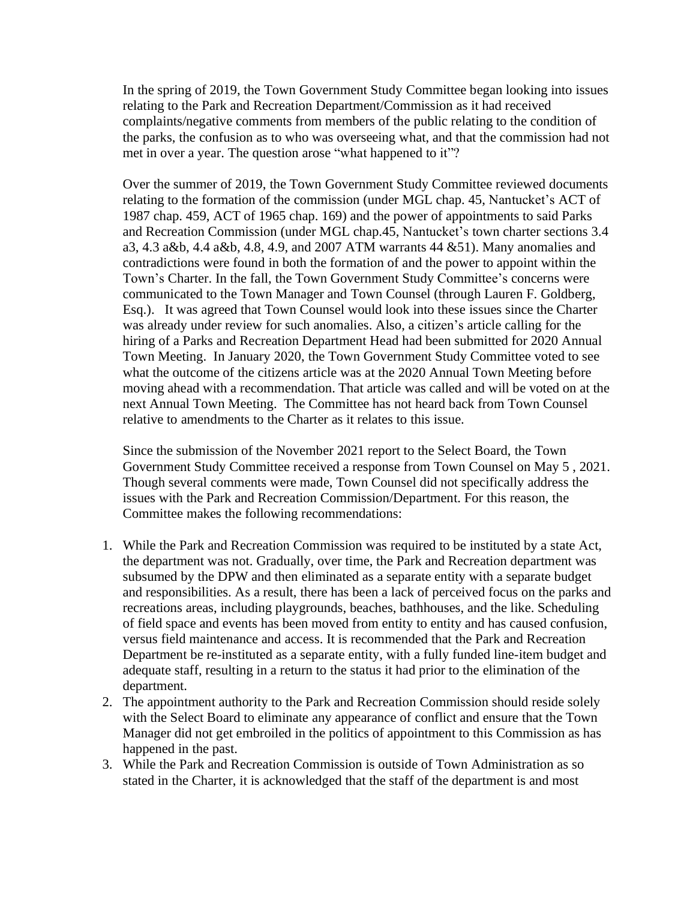In the spring of 2019, the Town Government Study Committee began looking into issues relating to the Park and Recreation Department/Commission as it had received complaints/negative comments from members of the public relating to the condition of the parks, the confusion as to who was overseeing what, and that the commission had not met in over a year. The question arose "what happened to it"?

Over the summer of 2019, the Town Government Study Committee reviewed documents relating to the formation of the commission (under MGL chap. 45, Nantucket's ACT of 1987 chap. 459, ACT of 1965 chap. 169) and the power of appointments to said Parks and Recreation Commission (under MGL chap.45, Nantucket's town charter sections 3.4 a3, 4.3 a&b, 4.4 a&b, 4.8, 4.9, and 2007 ATM warrants 44 &51). Many anomalies and contradictions were found in both the formation of and the power to appoint within the Town's Charter. In the fall, the Town Government Study Committee's concerns were communicated to the Town Manager and Town Counsel (through Lauren F. Goldberg, Esq.). It was agreed that Town Counsel would look into these issues since the Charter was already under review for such anomalies. Also, a citizen's article calling for the hiring of a Parks and Recreation Department Head had been submitted for 2020 Annual Town Meeting. In January 2020, the Town Government Study Committee voted to see what the outcome of the citizens article was at the 2020 Annual Town Meeting before moving ahead with a recommendation. That article was called and will be voted on at the next Annual Town Meeting. The Committee has not heard back from Town Counsel relative to amendments to the Charter as it relates to this issue.

Since the submission of the November 2021 report to the Select Board, the Town Government Study Committee received a response from Town Counsel on May 5 , 2021. Though several comments were made, Town Counsel did not specifically address the issues with the Park and Recreation Commission/Department. For this reason, the Committee makes the following recommendations:

1. While the Park and Recreation Commission was required to be instituted by a state Act, the department was not. Gradually, over time, the Park and Recreation department was subsumed by the DPW and then eliminated as a separate entity with a separate budget and responsibilities. As a result, there has been a lack of perceived focus on the parks and recreations areas, including playgrounds, beaches, bathhouses, and the like. Scheduling of field space and events has been moved from entity to entity and has caused confusion, versus field maintenance and access. It is recommended that the Park and Recreation Department be re-instituted as a separate entity, with a fully funded line-item budget and adequate staff, resulting in a return to the status it had prior to the elimination of the department.
2. The appointment authority to the Park and Recreation Commission should reside solely with the Select Board to eliminate any appearance of conflict and ensure that the Town Manager did not get embroiled in the politics of appointment to this Commission as has happened in the past.
3. While the Park and Recreation Commission is outside of Town Administration as so stated in the Charter, it is acknowledged that the staff of the department is and most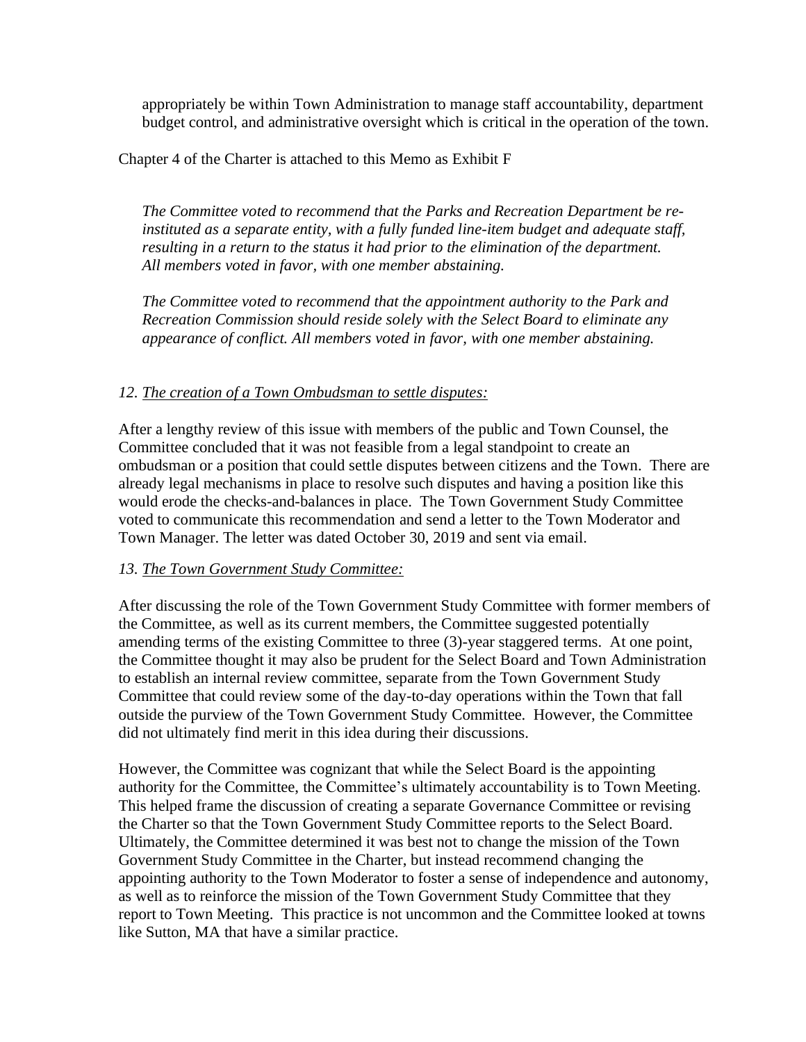appropriately be within Town Administration to manage staff accountability, department budget control, and administrative oversight which is critical in the operation of the town.

Chapter 4 of the Charter is attached to this Memo as Exhibit F

*The Committee voted to recommend that the Parks and Recreation Department be re-instituted as a separate entity, with a fully funded line-item budget and adequate staff, resulting in a return to the status it had prior to the elimination of the department. All members voted in favor, with one member abstaining.*

*The Committee voted to recommend that the appointment authority to the Park and Recreation Commission should reside solely with the Select Board to eliminate any appearance of conflict. All members voted in favor, with one member abstaining.*

*12. The creation of a Town Ombudsman to settle disputes:*

After a lengthy review of this issue with members of the public and Town Counsel, the Committee concluded that it was not feasible from a legal standpoint to create an ombudsman or a position that could settle disputes between citizens and the Town. There are already legal mechanisms in place to resolve such disputes and having a position like this would erode the checks-and-balances in place. The Town Government Study Committee voted to communicate this recommendation and send a letter to the Town Moderator and Town Manager. The letter was dated October 30, 2019 and sent via email.

*13. The Town Government Study Committee:*

After discussing the role of the Town Government Study Committee with former members of the Committee, as well as its current members, the Committee suggested potentially amending terms of the existing Committee to three (3)-year staggered terms. At one point, the Committee thought it may also be prudent for the Select Board and Town Administration to establish an internal review committee, separate from the Town Government Study Committee that could review some of the day-to-day operations within the Town that fall outside the purview of the Town Government Study Committee. However, the Committee did not ultimately find merit in this idea during their discussions.

However, the Committee was cognizant that while the Select Board is the appointing authority for the Committee, the Committee's ultimately accountability is to Town Meeting. This helped frame the discussion of creating a separate Governance Committee or revising the Charter so that the Town Government Study Committee reports to the Select Board. Ultimately, the Committee determined it was best not to change the mission of the Town Government Study Committee in the Charter, but instead recommend changing the appointing authority to the Town Moderator to foster a sense of independence and autonomy, as well as to reinforce the mission of the Town Government Study Committee that they report to Town Meeting. This practice is not uncommon and the Committee looked at towns like Sutton, MA that have a similar practice.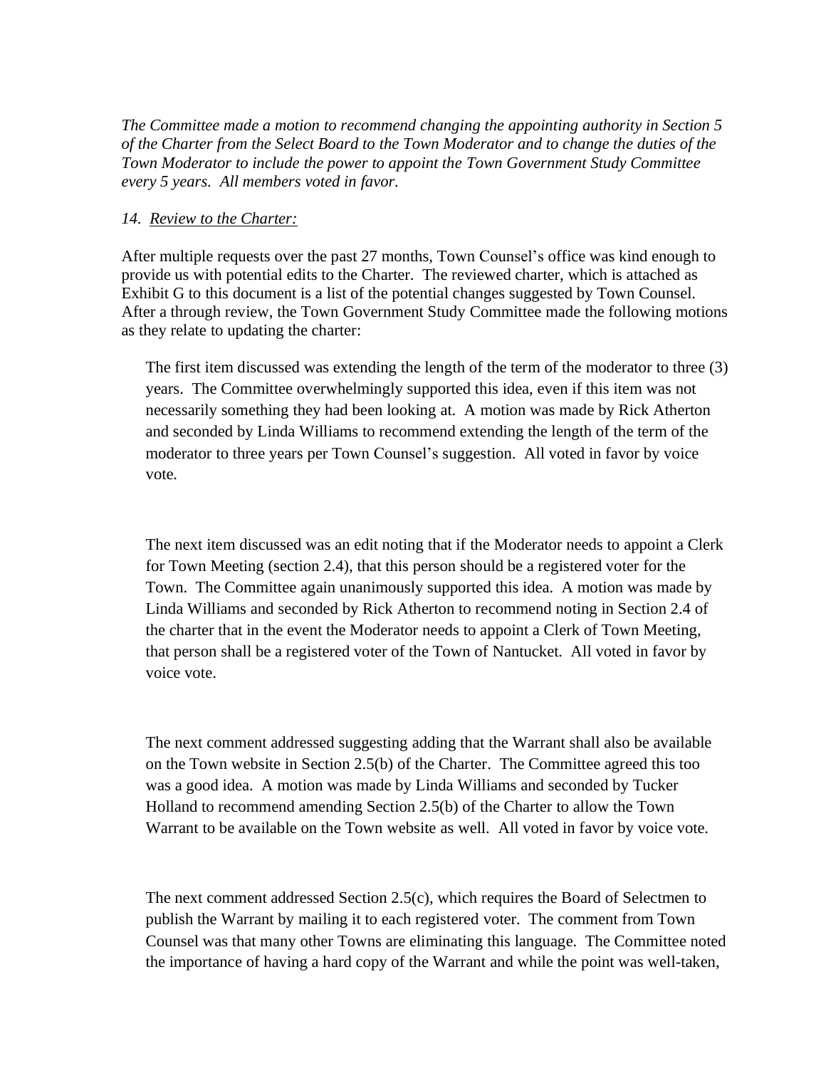*The Committee made a motion to recommend changing the appointing authority in Section 5 of the Charter from the Select Board to the Town Moderator and to change the duties of the Town Moderator to include the power to appoint the Town Government Study Committee every 5 years. All members voted in favor.*

*14. <u>Review to the Charter:</u>*

After multiple requests over the past 27 months, Town Counsel's office was kind enough to provide us with potential edits to the Charter. The reviewed charter, which is attached as Exhibit G to this document is a list of the potential changes suggested by Town Counsel. After a through review, the Town Government Study Committee made the following motions as they relate to updating the charter:

> The first item discussed was extending the length of the term of the moderator to three (3) years. The Committee overwhelmingly supported this idea, even if this item was not necessarily something they had been looking at. A motion was made by Rick Atherton and seconded by Linda Williams to recommend extending the length of the term of the moderator to three years per Town Counsel's suggestion. All voted in favor by voice vote.
>
> The next item discussed was an edit noting that if the Moderator needs to appoint a Clerk for Town Meeting (section 2.4), that this person should be a registered voter for the Town. The Committee again unanimously supported this idea. A motion was made by Linda Williams and seconded by Rick Atherton to recommend noting in Section 2.4 of the charter that in the event the Moderator needs to appoint a Clerk of Town Meeting, that person shall be a registered voter of the Town of Nantucket. All voted in favor by voice vote.
>
> The next comment addressed suggesting adding that the Warrant shall also be available on the Town website in Section 2.5(b) of the Charter. The Committee agreed this too was a good idea. A motion was made by Linda Williams and seconded by Tucker Holland to recommend amending Section 2.5(b) of the Charter to allow the Town Warrant to be available on the Town website as well. All voted in favor by voice vote.
>
> The next comment addressed Section 2.5(c), which requires the Board of Selectmen to publish the Warrant by mailing it to each registered voter. The comment from Town Counsel was that many other Towns are eliminating this language. The Committee noted the importance of having a hard copy of the Warrant and while the point was well-taken,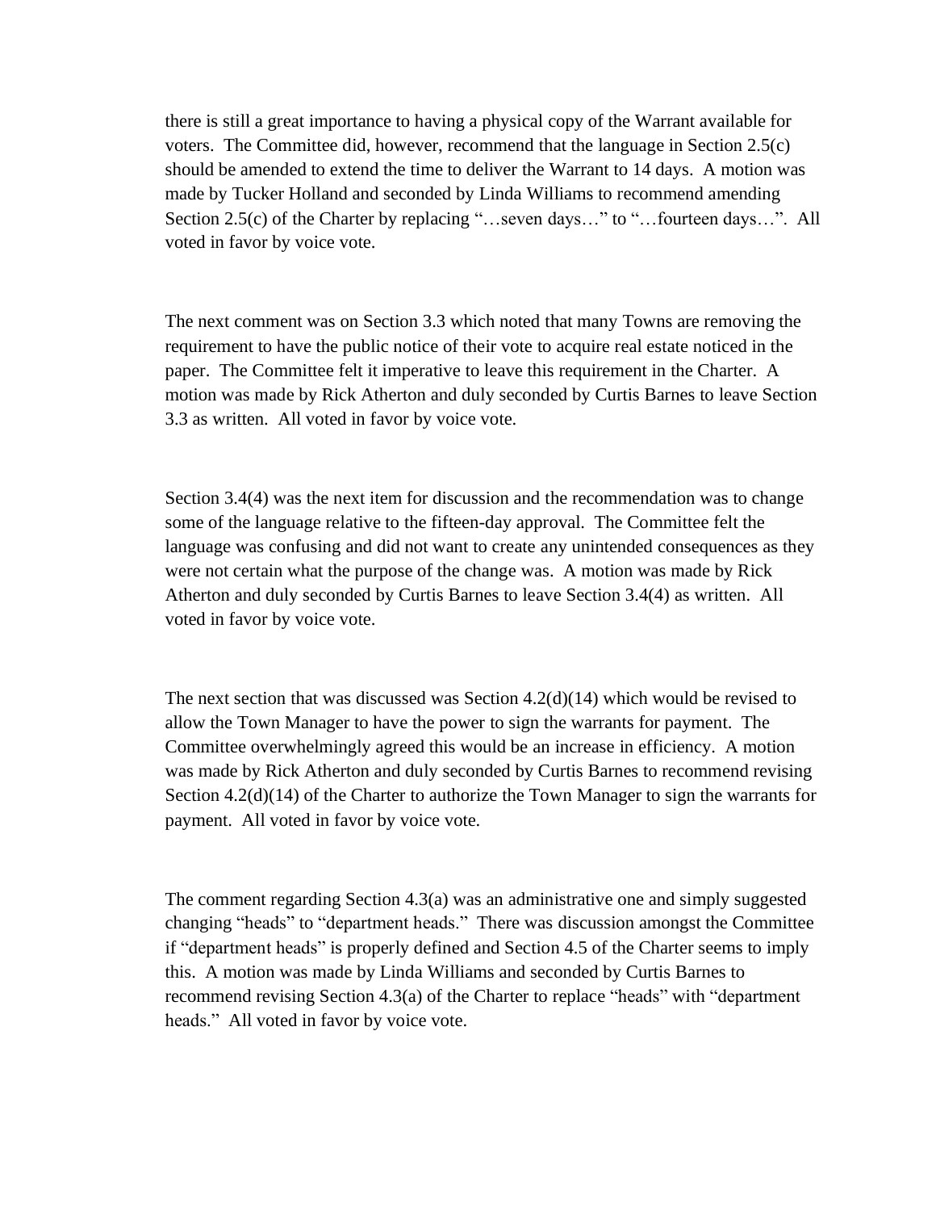there is still a great importance to having a physical copy of the Warrant available for voters. The Committee did, however, recommend that the language in Section 2.5(c) should be amended to extend the time to deliver the Warrant to 14 days. A motion was made by Tucker Holland and seconded by Linda Williams to recommend amending Section 2.5(c) of the Charter by replacing "…seven days…" to "…fourteen days…". All voted in favor by voice vote.

The next comment was on Section 3.3 which noted that many Towns are removing the requirement to have the public notice of their vote to acquire real estate noticed in the paper. The Committee felt it imperative to leave this requirement in the Charter. A motion was made by Rick Atherton and duly seconded by Curtis Barnes to leave Section 3.3 as written. All voted in favor by voice vote.

Section 3.4(4) was the next item for discussion and the recommendation was to change some of the language relative to the fifteen-day approval. The Committee felt the language was confusing and did not want to create any unintended consequences as they were not certain what the purpose of the change was. A motion was made by Rick Atherton and duly seconded by Curtis Barnes to leave Section 3.4(4) as written. All voted in favor by voice vote.

The next section that was discussed was Section 4.2(d)(14) which would be revised to allow the Town Manager to have the power to sign the warrants for payment. The Committee overwhelmingly agreed this would be an increase in efficiency. A motion was made by Rick Atherton and duly seconded by Curtis Barnes to recommend revising Section 4.2(d)(14) of the Charter to authorize the Town Manager to sign the warrants for payment. All voted in favor by voice vote.

The comment regarding Section 4.3(a) was an administrative one and simply suggested changing "heads" to "department heads." There was discussion amongst the Committee if "department heads" is properly defined and Section 4.5 of the Charter seems to imply this. A motion was made by Linda Williams and seconded by Curtis Barnes to recommend revising Section 4.3(a) of the Charter to replace "heads" with "department heads." All voted in favor by voice vote.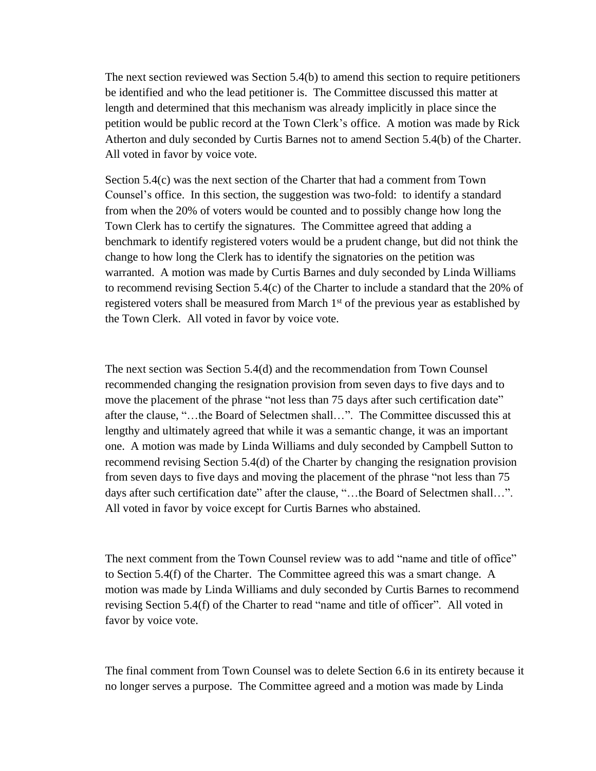The next section reviewed was Section 5.4(b) to amend this section to require petitioners be identified and who the lead petitioner is. The Committee discussed this matter at length and determined that this mechanism was already implicitly in place since the petition would be public record at the Town Clerk's office. A motion was made by Rick Atherton and duly seconded by Curtis Barnes not to amend Section 5.4(b) of the Charter. All voted in favor by voice vote.

Section 5.4(c) was the next section of the Charter that had a comment from Town Counsel's office. In this section, the suggestion was two-fold: to identify a standard from when the 20% of voters would be counted and to possibly change how long the Town Clerk has to certify the signatures. The Committee agreed that adding a benchmark to identify registered voters would be a prudent change, but did not think the change to how long the Clerk has to identify the signatories on the petition was warranted. A motion was made by Curtis Barnes and duly seconded by Linda Williams to recommend revising Section 5.4(c) of the Charter to include a standard that the 20% of registered voters shall be measured from March 1st of the previous year as established by the Town Clerk. All voted in favor by voice vote.

The next section was Section 5.4(d) and the recommendation from Town Counsel recommended changing the resignation provision from seven days to five days and to move the placement of the phrase "not less than 75 days after such certification date" after the clause, "…the Board of Selectmen shall…". The Committee discussed this at lengthy and ultimately agreed that while it was a semantic change, it was an important one. A motion was made by Linda Williams and duly seconded by Campbell Sutton to recommend revising Section 5.4(d) of the Charter by changing the resignation provision from seven days to five days and moving the placement of the phrase "not less than 75 days after such certification date" after the clause, "…the Board of Selectmen shall…". All voted in favor by voice except for Curtis Barnes who abstained.

The next comment from the Town Counsel review was to add "name and title of office" to Section 5.4(f) of the Charter. The Committee agreed this was a smart change. A motion was made by Linda Williams and duly seconded by Curtis Barnes to recommend revising Section 5.4(f) of the Charter to read "name and title of officer". All voted in favor by voice vote.

The final comment from Town Counsel was to delete Section 6.6 in its entirety because it no longer serves a purpose. The Committee agreed and a motion was made by Linda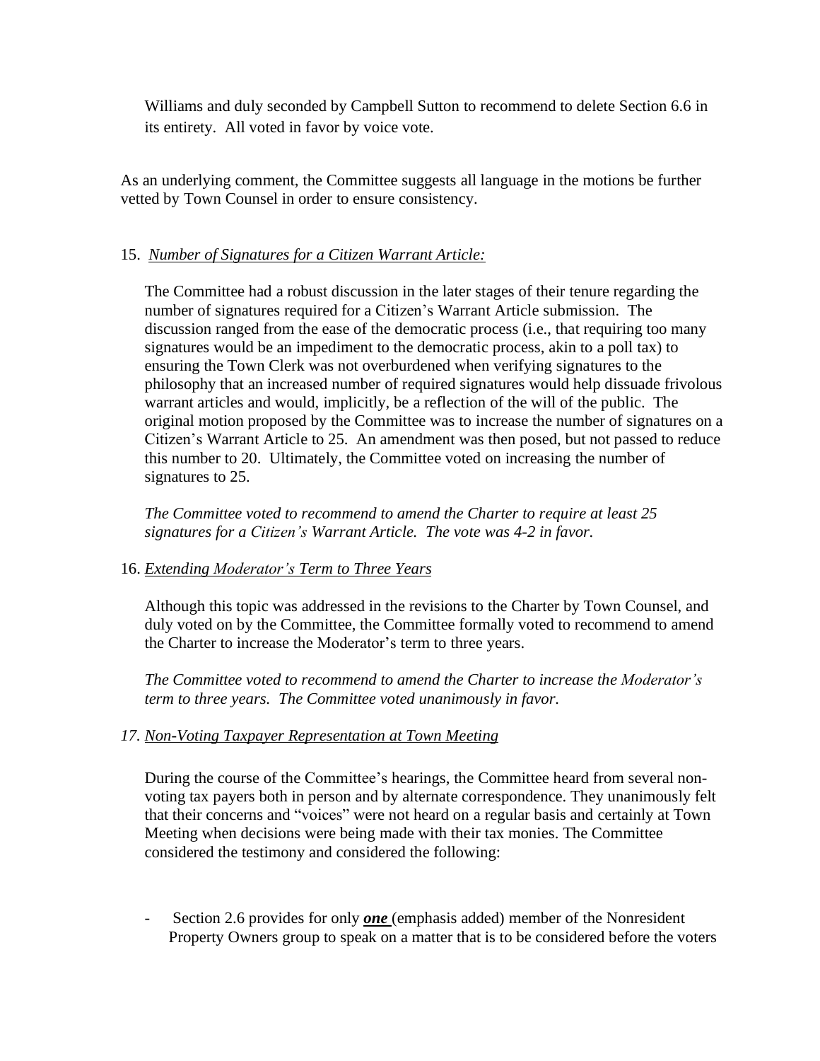Williams and duly seconded by Campbell Sutton to recommend to delete Section 6.6 in its entirety. All voted in favor by voice vote.

As an underlying comment, the Committee suggests all language in the motions be further vetted by Town Counsel in order to ensure consistency.

15. *Number of Signatures for a Citizen Warrant Article:*

The Committee had a robust discussion in the later stages of their tenure regarding the number of signatures required for a Citizen's Warrant Article submission. The discussion ranged from the ease of the democratic process (i.e., that requiring too many signatures would be an impediment to the democratic process, akin to a poll tax) to ensuring the Town Clerk was not overburdened when verifying signatures to the philosophy that an increased number of required signatures would help dissuade frivolous warrant articles and would, implicitly, be a reflection of the will of the public. The original motion proposed by the Committee was to increase the number of signatures on a Citizen's Warrant Article to 25. An amendment was then posed, but not passed to reduce this number to 20. Ultimately, the Committee voted on increasing the number of signatures to 25.

*The Committee voted to recommend to amend the Charter to require at least 25 signatures for a Citizen's Warrant Article. The vote was 4-2 in favor.*

16. *Extending Moderator's Term to Three Years*

Although this topic was addressed in the revisions to the Charter by Town Counsel, and duly voted on by the Committee, the Committee formally voted to recommend to amend the Charter to increase the Moderator's term to three years.

*The Committee voted to recommend to amend the Charter to increase the Moderator's term to three years. The Committee voted unanimously in favor.*

17. *Non-Voting Taxpayer Representation at Town Meeting*

During the course of the Committee's hearings, the Committee heard from several non-voting tax payers both in person and by alternate correspondence. They unanimously felt that their concerns and "voices" were not heard on a regular basis and certainly at Town Meeting when decisions were being made with their tax monies. The Committee considered the testimony and considered the following:

- Section 2.6 provides for only ***one*** (emphasis added) member of the Nonresident Property Owners group to speak on a matter that is to be considered before the voters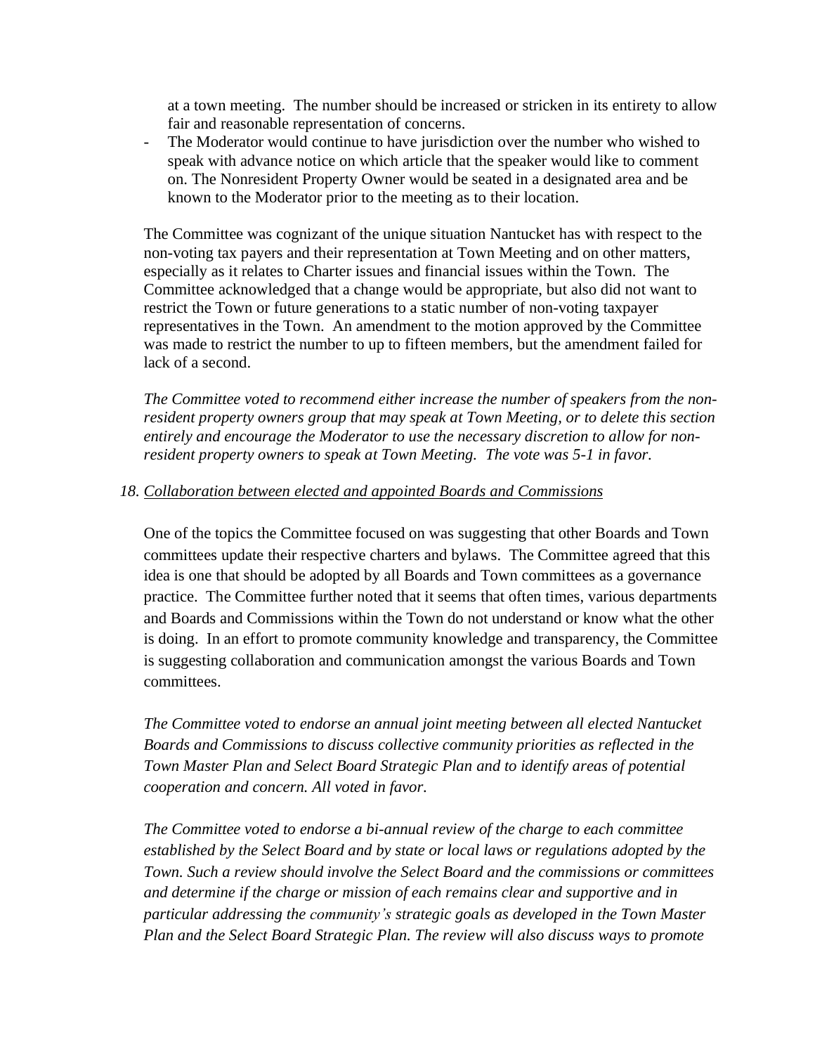at a town meeting. The number should be increased or stricken in its entirety to allow fair and reasonable representation of concerns.

- The Moderator would continue to have jurisdiction over the number who wished to speak with advance notice on which article that the speaker would like to comment on. The Nonresident Property Owner would be seated in a designated area and be known to the Moderator prior to the meeting as to their location.

The Committee was cognizant of the unique situation Nantucket has with respect to the non-voting tax payers and their representation at Town Meeting and on other matters, especially as it relates to Charter issues and financial issues within the Town. The Committee acknowledged that a change would be appropriate, but also did not want to restrict the Town or future generations to a static number of non-voting taxpayer representatives in the Town. An amendment to the motion approved by the Committee was made to restrict the number to up to fifteen members, but the amendment failed for lack of a second.

*The Committee voted to recommend either increase the number of speakers from the non-resident property owners group that may speak at Town Meeting, or to delete this section entirely and encourage the Moderator to use the necessary discretion to allow for non-resident property owners to speak at Town Meeting. The vote was 5-1 in favor.*

*18. <u>Collaboration between elected and appointed Boards and Commissions</u>*

One of the topics the Committee focused on was suggesting that other Boards and Town committees update their respective charters and bylaws. The Committee agreed that this idea is one that should be adopted by all Boards and Town committees as a governance practice. The Committee further noted that it seems that often times, various departments and Boards and Commissions within the Town do not understand or know what the other is doing. In an effort to promote community knowledge and transparency, the Committee is suggesting collaboration and communication amongst the various Boards and Town committees.

*The Committee voted to endorse an annual joint meeting between all elected Nantucket Boards and Commissions to discuss collective community priorities as reflected in the Town Master Plan and Select Board Strategic Plan and to identify areas of potential cooperation and concern. All voted in favor.*

*The Committee voted to endorse a bi-annual review of the charge to each committee established by the Select Board and by state or local laws or regulations adopted by the Town. Such a review should involve the Select Board and the commissions or committees and determine if the charge or mission of each remains clear and supportive and in particular addressing the community's strategic goals as developed in the Town Master Plan and the Select Board Strategic Plan. The review will also discuss ways to promote*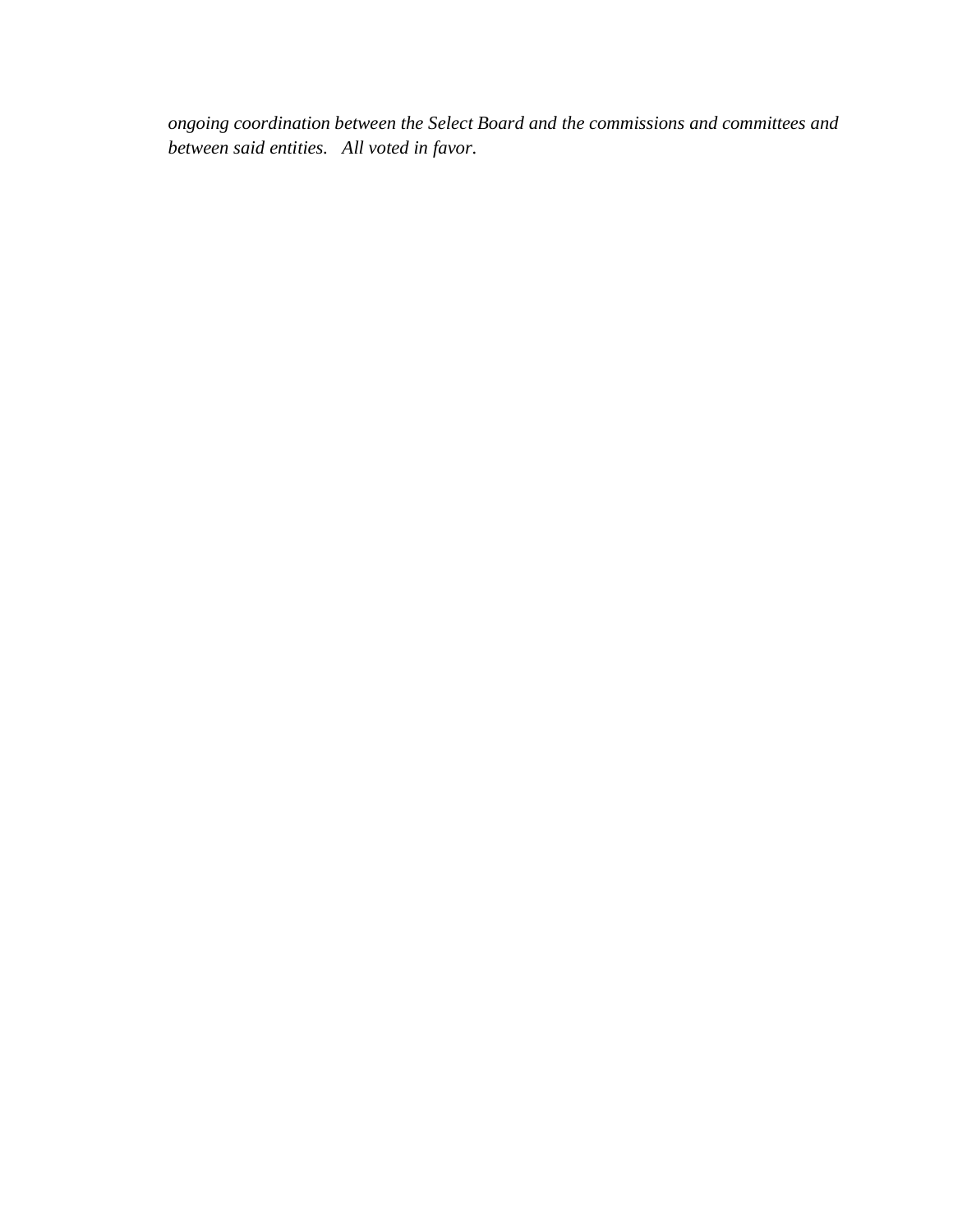*ongoing coordination between the Select Board and the commissions and committees and between said entities. All voted in favor.*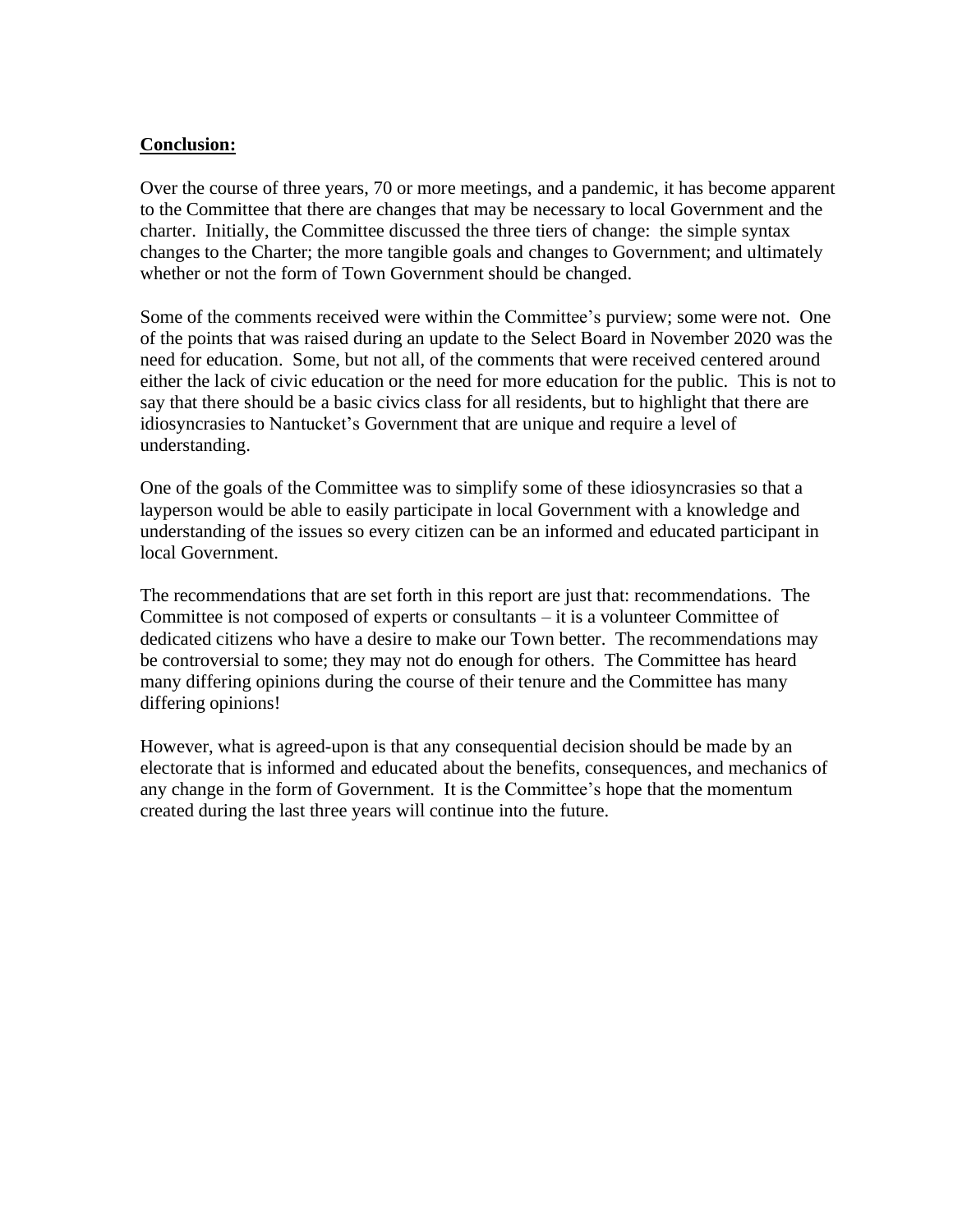**Conclusion:**

Over the course of three years, 70 or more meetings, and a pandemic, it has become apparent to the Committee that there are changes that may be necessary to local Government and the charter. Initially, the Committee discussed the three tiers of change: the simple syntax changes to the Charter; the more tangible goals and changes to Government; and ultimately whether or not the form of Town Government should be changed.

Some of the comments received were within the Committee's purview; some were not. One of the points that was raised during an update to the Select Board in November 2020 was the need for education. Some, but not all, of the comments that were received centered around either the lack of civic education or the need for more education for the public. This is not to say that there should be a basic civics class for all residents, but to highlight that there are idiosyncrasies to Nantucket's Government that are unique and require a level of understanding.

One of the goals of the Committee was to simplify some of these idiosyncrasies so that a layperson would be able to easily participate in local Government with a knowledge and understanding of the issues so every citizen can be an informed and educated participant in local Government.

The recommendations that are set forth in this report are just that: recommendations. The Committee is not composed of experts or consultants – it is a volunteer Committee of dedicated citizens who have a desire to make our Town better. The recommendations may be controversial to some; they may not do enough for others. The Committee has heard many differing opinions during the course of their tenure and the Committee has many differing opinions!

However, what is agreed-upon is that any consequential decision should be made by an electorate that is informed and educated about the benefits, consequences, and mechanics of any change in the form of Government. It is the Committee's hope that the momentum created during the last three years will continue into the future.